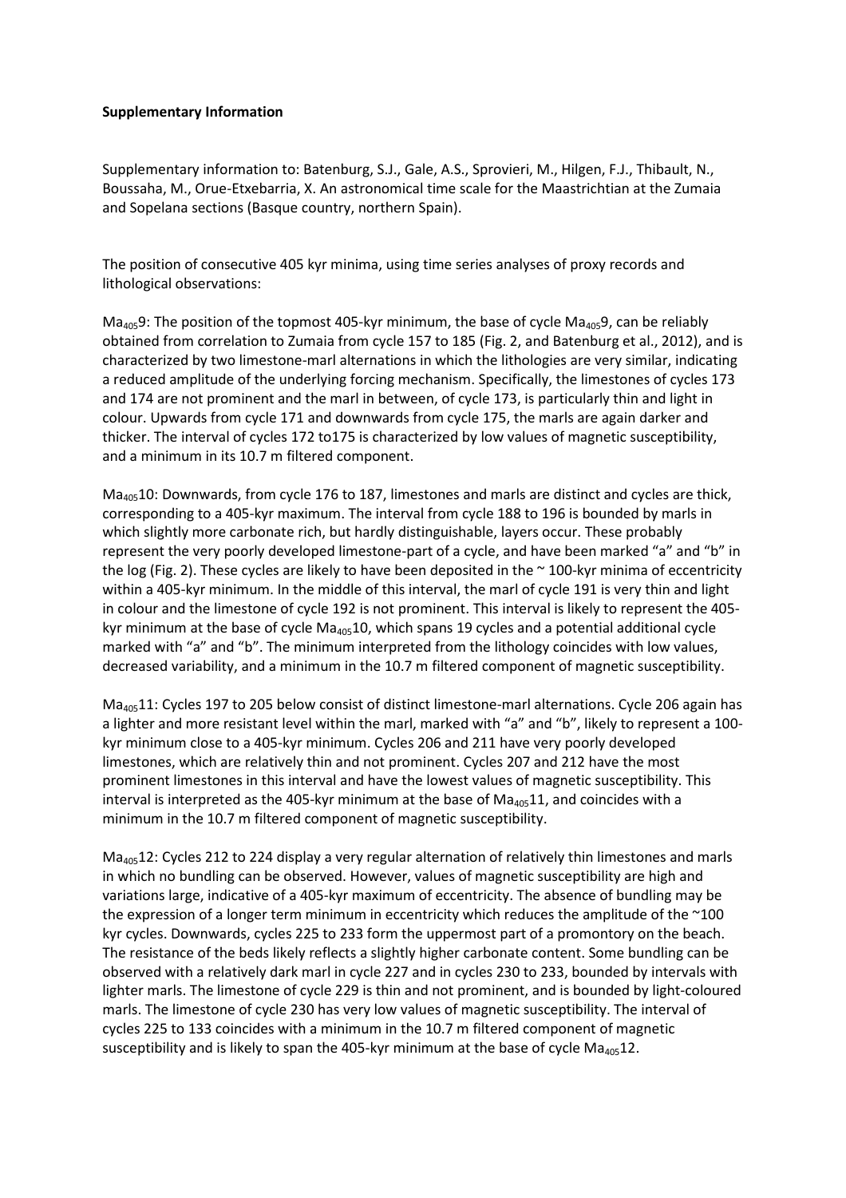**Supplementary Information**

Supplementary information to: Batenburg, S.J., Gale, A.S., Sprovieri, M., Hilgen, F.J., Thibault, N., Boussaha, M., Orue-Etxebarria, X. An astronomical time scale for the Maastrichtian at the Zumaia and Sopelana sections (Basque country, northern Spain).

The position of consecutive 405 kyr minima, using time series analyses of proxy records and lithological observations:

$Ma_{405}9$: The position of the topmost 405-kyr minimum, the base of cycle $Ma_{405}9$, can be reliably obtained from correlation to Zumaia from cycle 157 to 185 (Fig. 2, and Batenburg et al., 2012), and is characterized by two limestone-marl alternations in which the lithologies are very similar, indicating a reduced amplitude of the underlying forcing mechanism. Specifically, the limestones of cycles 173 and 174 are not prominent and the marl in between, of cycle 173, is particularly thin and light in colour. Upwards from cycle 171 and downwards from cycle 175, the marls are again darker and thicker. The interval of cycles 172 to175 is characterized by low values of magnetic susceptibility, and a minimum in its 10.7 m filtered component.

$Ma_{405}10$: Downwards, from cycle 176 to 187, limestones and marls are distinct and cycles are thick, corresponding to a 405-kyr maximum. The interval from cycle 188 to 196 is bounded by marls in which slightly more carbonate rich, but hardly distinguishable, layers occur. These probably represent the very poorly developed limestone-part of a cycle, and have been marked "a" and "b" in the log (Fig. 2). These cycles are likely to have been deposited in the ~ 100-kyr minima of eccentricity within a 405-kyr minimum. In the middle of this interval, the marl of cycle 191 is very thin and light in colour and the limestone of cycle 192 is not prominent. This interval is likely to represent the 405-kyr minimum at the base of cycle $Ma_{405}10$, which spans 19 cycles and a potential additional cycle marked with "a" and "b". The minimum interpreted from the lithology coincides with low values, decreased variability, and a minimum in the 10.7 m filtered component of magnetic susceptibility.

$Ma_{405}11$: Cycles 197 to 205 below consist of distinct limestone-marl alternations. Cycle 206 again has a lighter and more resistant level within the marl, marked with "a" and "b", likely to represent a 100-kyr minimum close to a 405-kyr minimum. Cycles 206 and 211 have very poorly developed limestones, which are relatively thin and not prominent. Cycles 207 and 212 have the most prominent limestones in this interval and have the lowest values of magnetic susceptibility. This interval is interpreted as the 405-kyr minimum at the base of $Ma_{405}11$, and coincides with a minimum in the 10.7 m filtered component of magnetic susceptibility.

$Ma_{405}12$: Cycles 212 to 224 display a very regular alternation of relatively thin limestones and marls in which no bundling can be observed. However, values of magnetic susceptibility are high and variations large, indicative of a 405-kyr maximum of eccentricity. The absence of bundling may be the expression of a longer term minimum in eccentricity which reduces the amplitude of the ~100 kyr cycles. Downwards, cycles 225 to 233 form the uppermost part of a promontory on the beach. The resistance of the beds likely reflects a slightly higher carbonate content. Some bundling can be observed with a relatively dark marl in cycle 227 and in cycles 230 to 233, bounded by intervals with lighter marls. The limestone of cycle 229 is thin and not prominent, and is bounded by light-coloured marls. The limestone of cycle 230 has very low values of magnetic susceptibility. The interval of cycles 225 to 133 coincides with a minimum in the 10.7 m filtered component of magnetic susceptibility and is likely to span the 405-kyr minimum at the base of cycle $Ma_{405}12$.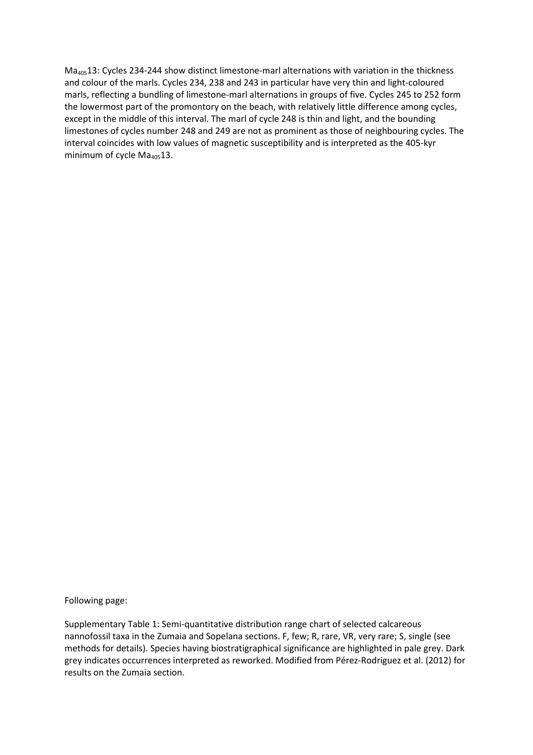$Ma_{405}13$: Cycles 234-244 show distinct limestone-marl alternations with variation in the thickness and colour of the marls. Cycles 234, 238 and 243 in particular have very thin and light-coloured marls, reflecting a bundling of limestone-marl alternations in groups of five. Cycles 245 to 252 form the lowermost part of the promontory on the beach, with relatively little difference among cycles, except in the middle of this interval. The marl of cycle 248 is thin and light, and the bounding limestones of cycles number 248 and 249 are not as prominent as those of neighbouring cycles. The interval coincides with low values of magnetic susceptibility and is interpreted as the 405-kyr minimum of cycle $Ma_{405}13$.

Following page:

Supplementary Table 1: Semi-quantitative distribution range chart of selected calcareous nannofossil taxa in the Zumaia and Sopelana sections. F, few; R, rare, VR, very rare; S, single (see methods for details). Species having biostratigraphical significance are highlighted in pale grey. Dark grey indicates occurrences interpreted as reworked. Modified from Pérez-Rodriguez et al. (2012) for results on the Zumaia section.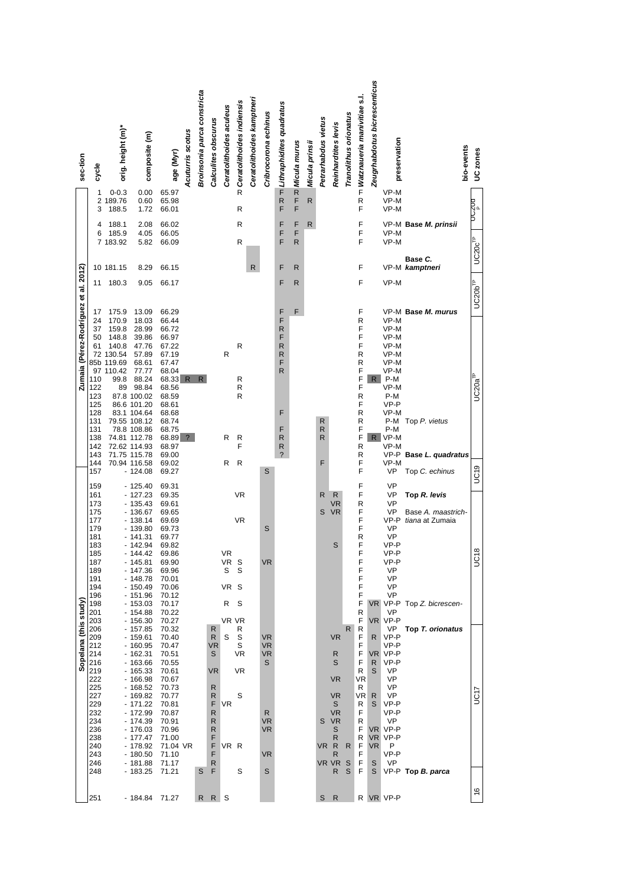| section | cycle | orig. height (m)* | composite (m) | age (Myr) | *Acuturris scotus* | *Broinsonia parca constricta* | *Calculites obscurus* | *Ceratolithoides aculeus* | *Ceratolithoides indiensis* | *Ceratolithoides kamptneri* | *Cribrocorona echinus* | *Lithraphidites quadratus* | *Micula murus* | *Micula prinsii* | *Petrarhabdus vietus* | *Reinhardtites levis* | *Tranolithus orionatus* | *Watznaueria manivitiae s.l.* | *Zeugrhabdotus bicrescenticus* | preservation | bio-events | UC zones |
|---|---|---|---|---|---|---|---|---|---|---|---|---|---|---|---|---|---|---|---|---|---|---|
| Zumaia (Pérez-Rodríguez et al. 2012) | 1 | 0-0.3 | 0.00 | 65.97 | | | | | R | | | F | R | | | | | F | | VP-M | | |
| | 2 | 189.76 | 0.60 | 65.98 | | | | | | | | R | F | R | | | | R | | VP-M | | UC20d$^{TP}$ |
| | 3 | 188.5 | 1.72 | 66.01 | | | | | R | | | F | F | | | | | F | | VP-M | | |
| | 4 | 188.1 | 2.08 | 66.02 | | | | | R | | | F | F | R | | | | F | | VP-M | **Base *M. prinsii*** | |
| | 6 | 185.9 | 4.05 | 66.05 | | | | | | | | F | F | | | | | F | | VP-M | | |
| | 7 | 183.92 | 5.82 | 66.09 | | | | | R | | | F | R | | | | | F | | VP-M | | UC20c$^{TP}$ |
| | 10 | 181.15 | 8.29 | 66.15 | | | | | | R | | F | R | | | | | F | | VP-M | **Base *C. kamptneri*** | |
| | 11 | 180.3 | 9.05 | 66.17 | | | | | | | | F | R | | | | | F | | VP-M | | UC20b$^{TP}$ |
| | 17 | 175.9 | 13.09 | 66.29 | | | | | | | | F | F | | | | | F | | VP-M | **Base *M. murus*** | |
| | 24 | 170.9 | 18.03 | 66.44 | | | | | | | | F | | | | | | R | | VP-M | | |
| | 37 | 159.8 | 28.99 | 66.72 | | | | | | | | R | | | | | | F | | VP-M | | |
| | 50 | 148.8 | 39.86 | 66.97 | | | | | | | | F | | | | | | F | | VP-M | | |
| | 61 | 140.8 | 47.76 | 67.22 | | | | | R | | | R | | | | | | F | | VP-M | | |
| | 72 | 130.54 | 57.89 | 67.19 | | | | R | | | | R | | | | | | R | | VP-M | | |
| | 85b | 119.69 | 68.61 | 67.47 | | | | | | | | F | | | | | | R | | VP-M | | |
| | 97 | 110.42 | 77.77 | 68.04 | | | | | | | | R | | | | | | F | | VP-M | | |
| | 110 | 99.8 | 88.24 | 68.33 | R | R | | | R | | | | | | | | | F | R | P-M | | UC20a$^{TP}$ |
| | 122 | 89 | 98.84 | 68.56 | | | | | R | | | | | | | | | F | | VP-M | | |
| | 123 | 87.8 | 100.02 | 68.59 | | | | | R | | | | | | | | | R | | P-M | | |
| | 125 | 86.6 | 101.20 | 68.61 | | | | | | | | | | | | | | F | | VP-P | | |
| | 128 | 83.1 | 104.64 | 68.68 | | | | | | | | F | | | | | | R | | VP-M | | |
| | 131 | 79.55 | 108.12 | 68.74 | | | | | | | | | | | R | | | R | | P-M | Top *P. vietus* | |
| | 131 | 78.8 | 108.86 | 68.75 | | | | | | | | F | | | R | | | F | | P-M | | |
| | 138 | 74.81 | 112.78 | 68.89 | ? | | | R | R | | | R | | | R | | | F | R | VP-M | | |
| | 142 | 72.62 | 114.93 | 68.97 | | | | | F | | | R | | | | | | R | | VP-M | | |
| | 143 | 71.75 | 115.78 | 69.00 | | | | | | | | ? | | | | | | R | | VP-P | **Base *L. quadratus*** | |
| | 144 | 70.94 | 116.58 | 69.02 | | | | R | R | | | | | | F | | | F | | VP-M | | |
| Sopelana (this study) | 157 | - | 124.08 | 69.27 | | | | | | | S | | | | | | | F | | VP | Top *C. echinus* | UC19 |
| | 159 | - | 125.40 | 69.31 | | | | | | | | | | | | | | F | | VP | | |
| | 161 | - | 127.23 | 69.35 | | | | | VR | | | | | | R | R | | F | | VP | **Top *R. levis*** | |
| | 173 | - | 135.43 | 69.61 | | | | | | | | | | | | VR | | R | | VP | | |
| | 175 | - | 136.67 | 69.65 | | | | | | | | | | | S | VR | | F | | VP | Base *A. maastrichtiana* at Zumaia | |
| | 177 | - | 138.14 | 69.69 | | | | | VR | | | | | | | | | F | | VP-P | | |
| | 179 | - | 139.80 | 69.73 | | | | | | | S | | | | | | | F | | VP | | |
| | 181 | - | 141.31 | 69.77 | | | | | | | | | | | | | | R | | VP | | |
| | 183 | - | 142.94 | 69.82 | | | | | | | | | | | | S | | F | | VP-P | | |
| | 185 | - | 144.42 | 69.86 | | | | VR | | | | | | | | | | F | | VP-P | | |
| | 187 | - | 145.81 | 69.90 | | | | VR | S | | VR | | | | | | | F | | VP-P | | UC18 |
| | 189 | - | 147.36 | 69.96 | | | | S | S | | | | | | | | | F | | VP | | |
| | 191 | - | 148.78 | 70.01 | | | | | | | | | | | | | | F | | VP | | |
| | 194 | - | 150.49 | 70.06 | | | | VR | S | | | | | | | | | F | | VP | | |
| | 196 | - | 151.96 | 70.12 | | | | | | | | | | | | | | F | | VP | | |
| | 198 | - | 153.03 | 70.17 | | | | R | S | | | | | | | | | F | VR | VP-P | Top *Z. bicrescenticus* | |
| | 201 | - | 154.88 | 70.22 | | | | | | | | | | | | | | R | | VP | | |
| | 203 | - | 156.30 | 70.27 | | | | VR | VR | | | | | | | | | F | VR | VP-P | | |
| | 206 | - | 157.85 | 70.32 | | | R | | R | | | | | | | | R | R | | VP | **Top *T. orionatus*** | |
| | 209 | - | 159.61 | 70.40 | | | R | S | S | | VR | | | | | VR | | F | R | VP-P | | |
| | 212 | - | 160.95 | 70.47 | | | VR | | S | | VR | | | | | | | F | | VP-P | | |
| | 214 | - | 162.31 | 70.51 | | | S | | VR | | VR | | | | | R | | F | VR | VP-P | | |
| | 216 | - | 163.66 | 70.55 | | | | | | | S | | | | | S | | F | R | VP-P | | |
| | 219 | - | 165.33 | 70.61 | | | VR | | VR | | | | | | | | | R | S | VP | | |
| | 222 | - | 166.98 | 70.67 | | | | | | | | | | | | VR | | VR | | VP | | |
| | 225 | - | 168.52 | 70.73 | | | R | | | | | | | | | | | R | | VP | | |
| | 227 | - | 169.82 | 70.77 | | | R | | S | | | | | | | VR | | VR | R | VP | | UC17 |
| | 229 | - | 171.22 | 70.81 | | | F | VR | | | | | | | | S | | R | S | VP-P | | |
| | 232 | - | 172.99 | 70.87 | | | R | | | | R | | | | | VR | | F | | VP-P | | |
| | 234 | - | 174.39 | 70.91 | | | R | | | | VR | | | | S | VR | | R | | VP | | |
| | 236 | - | 176.03 | 70.96 | | | R | | | | VR | | | | | S | | F | VR | VP-P | | |
| | 238 | - | 177.47 | 71.00 | | | F | | | | | | | | | R | | R | VR | VP-P | | |
| | 240 | - | 178.92 | 71.04 | VR | | F | VR | R | | | | | | VR | R | R | F | VR | P | | |
| | 243 | - | 180.50 | 71.10 | | | F | | | | VR | | | | | R | | F | | VP-P | | |
| | 246 | - | 181.88 | 71.17 | | | R | | | | | | | | VR | VR | S | F | S | VP | | |
| | 248 | - | 183.25 | 71.21 | | S | F | | S | | S | | | | | R | S | F | S | VP-P | **Top *B. parca*** | |
| | 251 | - | 184.84 | 71.27 | | R | R | S | | | | | | | S | R | | R | VR | VP-P | | 16 |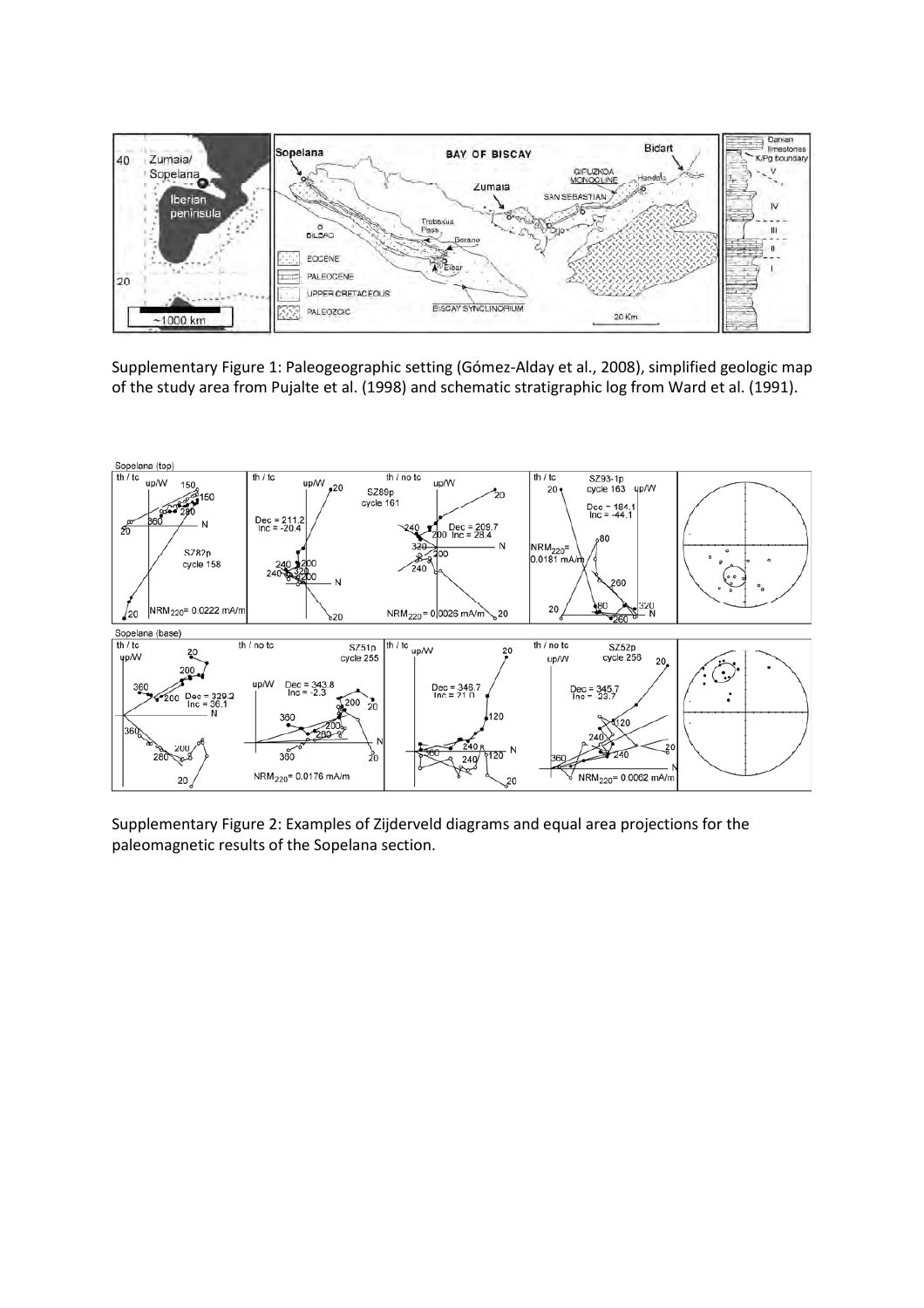Supplementary Figure 1: Paleogeographic setting (Gómez-Alday et al., 2008), simplified geologic map of the study area from Pujalte et al. (1998) and schematic stratigraphic log from Ward et al. (1991).

Supplementary Figure 2: Examples of Zijderveld diagrams and equal area projections for the paleomagnetic results of the Sopelana section.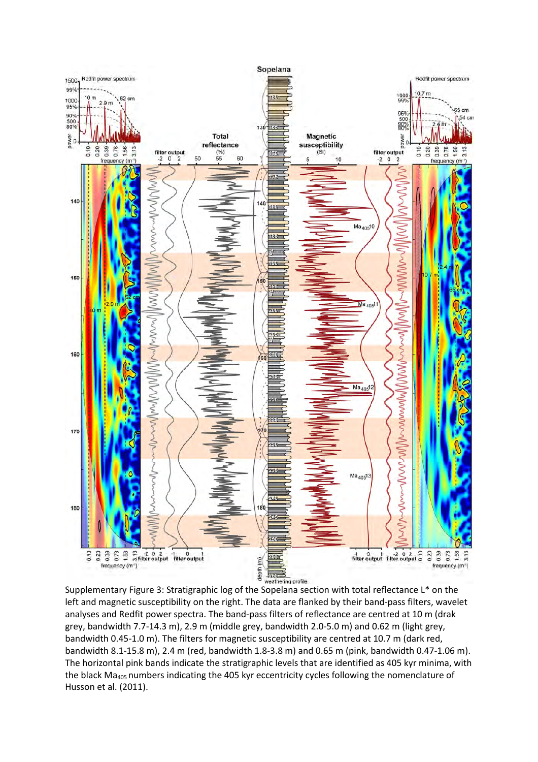Supplementary Figure 3: Stratigraphic log of the Sopelana section with total reflectance L* on the left and magnetic susceptibility on the right. The data are flanked by their band-pass filters, wavelet analyses and Redfit power spectra. The band-pass filters of reflectance are centred at 10 m (drak grey, bandwidth 7.7-14.3 m), 2.9 m (middle grey, bandwidth 2.0-5.0 m) and 0.62 m (light grey, bandwidth 0.45-1.0 m). The filters for magnetic susceptibility are centred at 10.7 m (dark red, bandwidth 8.1-15.8 m), 2.4 m (red, bandwidth 1.8-3.8 m) and 0.65 m (pink, bandwidth 0.47-1.06 m). The horizontal pink bands indicate the stratigraphic levels that are identified as 405 kyr minima, with the black $Ma_{405}$ numbers indicating the 405 kyr eccentricity cycles following the nomenclature of Husson et al. (2011).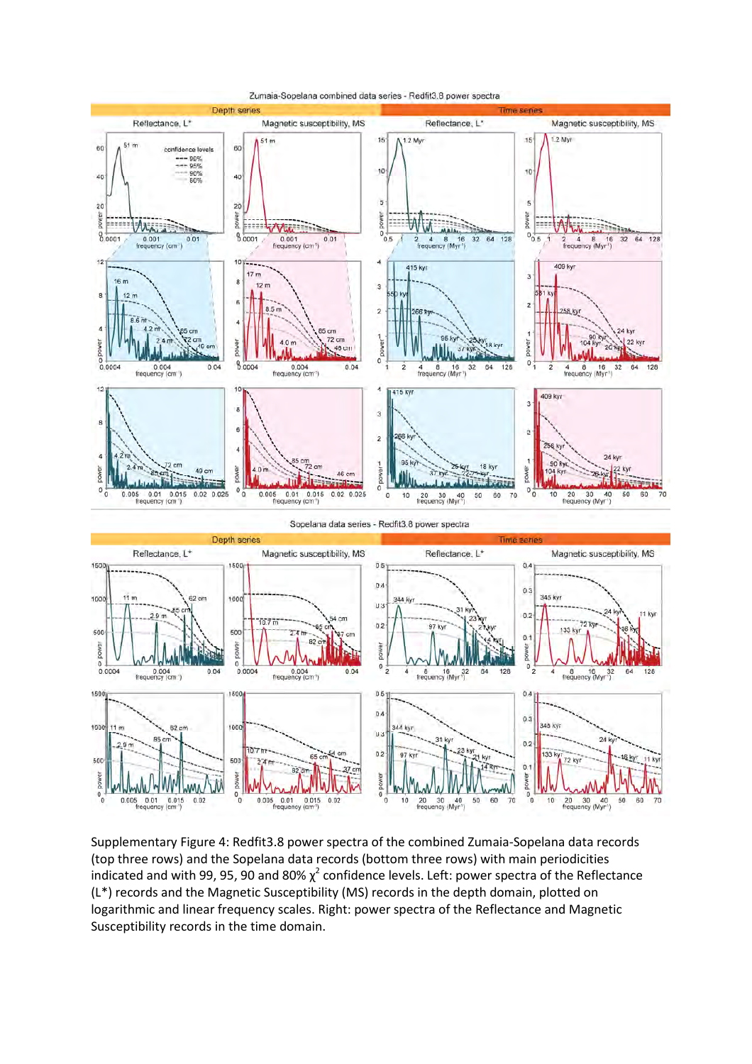Zumaia-Sopelana combined data series - Redfit3.8 power spectra

Depth series

Time series

Reflectance, L*

Magnetic susceptibility, MS

51 m

confidence levels

99%

95%

90%

80%

1.2 Myr

16 m

12 m

8.6 m

4.2 m

2.4 m

85 cm

72 cm

40 cm

17 m

8.5 m

4.0 m

46 cm

415 kyr

550 kyr

266 kyr

95 kyr

37 kyr

25 kyr

18 kyr

409 kyr

581 kyr

258 kyr

104 kyr

90 kyr

26 kyr

24 kyr

22 kyr

frequency (cm⁻¹)

frequency (Myr⁻¹)

power

Sopelana data series - Redfit3.8 power spectra

Depth series

Time series

Reflectance, L*

Magnetic susceptibility, MS

11 m

62 cm

2.9 m

85 cm

10.7 m

2.4 m

54 cm

65 cm

37 cm

82 cm

344 kyr

97 kyr

31 kyr

23 kyr

21 kyr

14 kyr

345 kyr

133 kyr

72 kyr

24 kyr

16 kyr

11 kyr

frequency (cm⁻¹)

frequency (Myr⁻¹)

power

Supplementary Figure 4: Redfit3.8 power spectra of the combined Zumaia-Sopelana data records (top three rows) and the Sopelana data records (bottom three rows) with main periodicities indicated and with 99, 95, 90 and 80% $\chi^2$ confidence levels. Left: power spectra of the Reflectance (L*) records and the Magnetic Susceptibility (MS) records in the depth domain, plotted on logarithmic and linear frequency scales. Right: power spectra of the Reflectance and Magnetic Susceptibility records in the time domain.